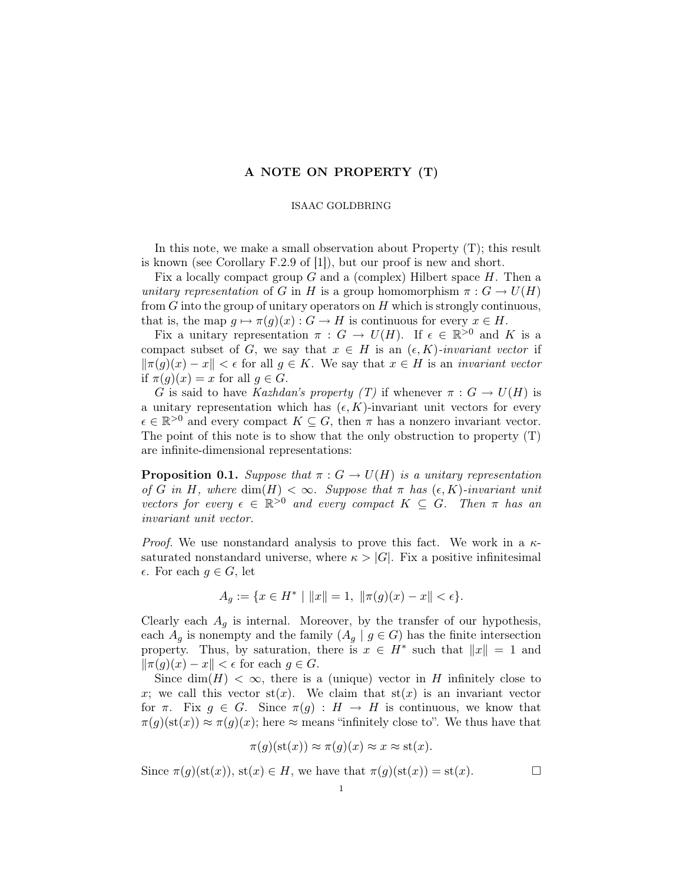# A NOTE ON PROPERTY (T)

ISAAC GOLDBRING

In this note, we make a small observation about Property (T); this result is known (see Corollary F.2.9 of [1]), but our proof is new and short.

Fix a locally compact group $G$ and a (complex) Hilbert space $H$. Then a *unitary representation* of $G$ in $H$ is a group homomorphism $\pi : G \to U(H)$ from $G$ into the group of unitary operators on $H$ which is strongly continuous, that is, the map $g \mapsto \pi(g)(x) : G \to H$ is continuous for every $x \in H$.

Fix a unitary representation $\pi : G \to U(H)$. If $\epsilon \in \mathbb{R}^{>0}$ and $K$ is a compact subset of $G$, we say that $x \in H$ is an *$(\epsilon, K)$-invariant vector* if $\|\pi(g)(x) - x\| < \epsilon$ for all $g \in K$. We say that $x \in H$ is an *invariant vector* if $\pi(g)(x) = x$ for all $g \in G$.

$G$ is said to have *Kazhdan's property (T)* if whenever $\pi : G \to U(H)$ is a unitary representation which has $(\epsilon, K)$-invariant unit vectors for every $\epsilon \in \mathbb{R}^{>0}$ and every compact $K \subseteq G$, then $\pi$ has a nonzero invariant vector. The point of this note is to show that the only obstruction to property (T) are infinite-dimensional representations:

**Proposition 0.1.** *Suppose that $\pi : G \to U(H)$ is a unitary representation of $G$ in $H$, where $\dim(H) < \infty$. Suppose that $\pi$ has $(\epsilon, K)$-invariant unit vectors for every $\epsilon \in \mathbb{R}^{>0}$ and every compact $K \subseteq G$. Then $\pi$ has an invariant unit vector.*

*Proof.* We use nonstandard analysis to prove this fact. We work in a $\kappa$-saturated nonstandard universe, where $\kappa > |G|$. Fix a positive infinitesimal $\epsilon$. For each $g \in G$, let

$$A_g := \{x \in H^* \mid \|x\| = 1, \ \|\pi(g)(x) - x\| < \epsilon\}.$$

Clearly each $A_g$ is internal. Moreover, by the transfer of our hypothesis, each $A_g$ is nonempty and the family $(A_g \mid g \in G)$ has the finite intersection property. Thus, by saturation, there is $x \in H^*$ such that $\|x\| = 1$ and $\|\pi(g)(x) - x\| < \epsilon$ for each $g \in G$.

Since $\dim(H) < \infty$, there is a (unique) vector in $H$ infinitely close to $x$; we call this vector $\text{st}(x)$. We claim that $\text{st}(x)$ is an invariant vector for $\pi$. Fix $g \in G$. Since $\pi(g) : H \to H$ is continuous, we know that $\pi(g)(\text{st}(x)) \approx \pi(g)(x)$; here $\approx$ means "infinitely close to". We thus have that

$$\pi(g)(\text{st}(x)) \approx \pi(g)(x) \approx x \approx \text{st}(x).$$

Since $\pi(g)(\text{st}(x)), \text{st}(x) \in H$, we have that $\pi(g)(\text{st}(x)) = \text{st}(x)$. $\square$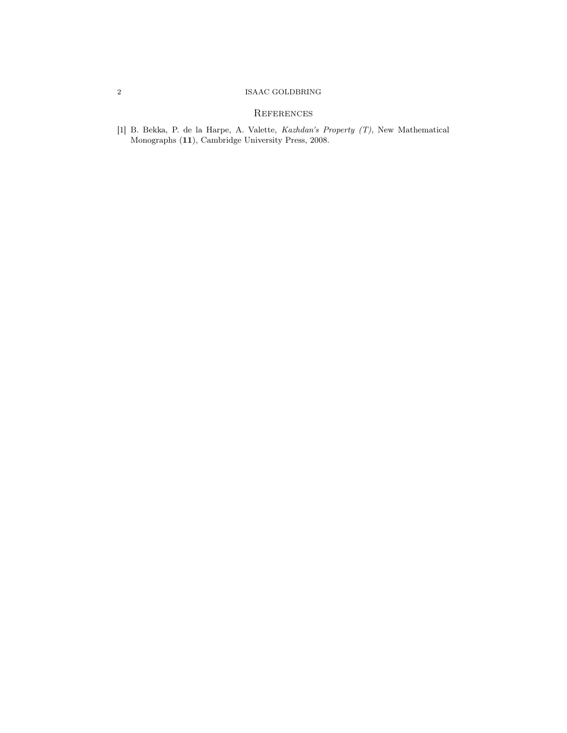## References

[1] B. Bekka, P. de la Harpe, A. Valette, *Kazhdan's Property (T)*, New Mathematical Monographs (**11**), Cambridge University Press, 2008.